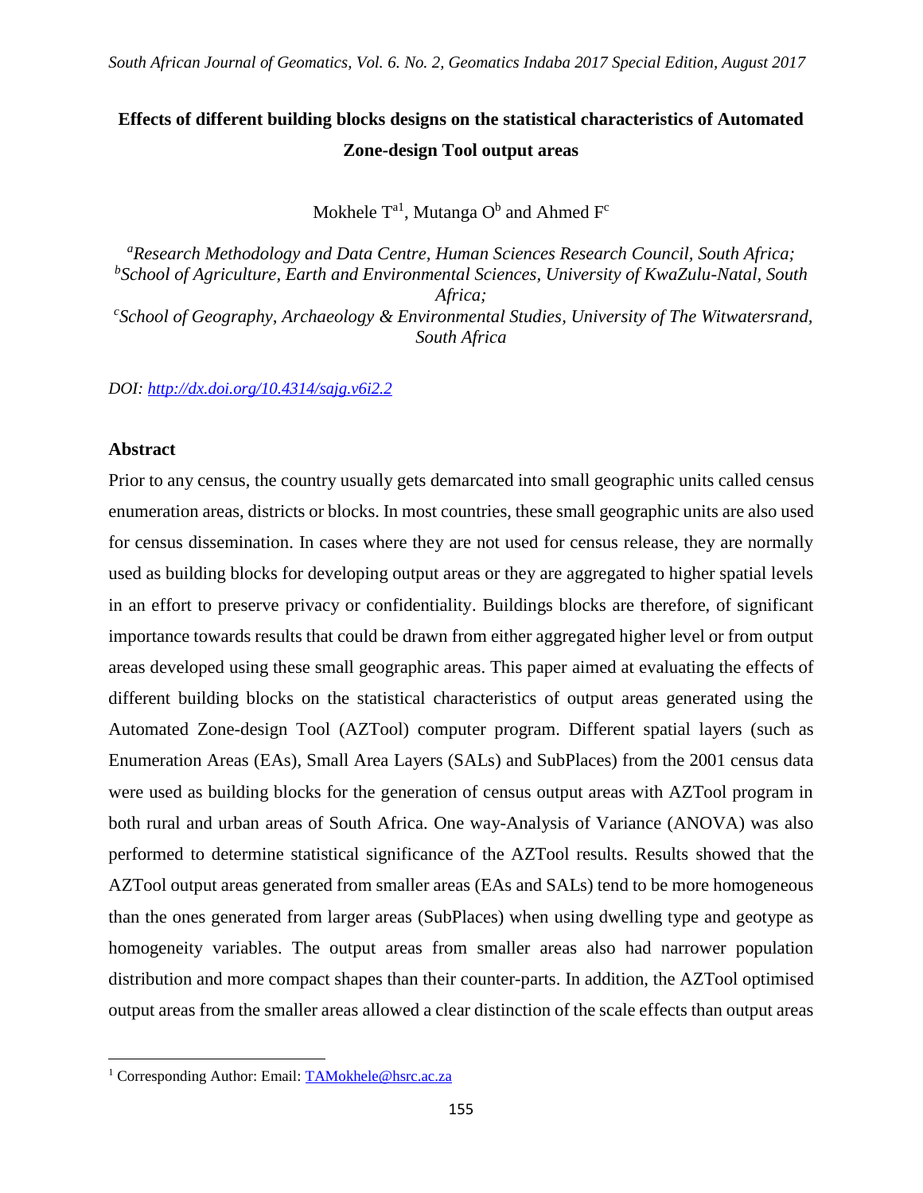# Effects of different building blocks designs on the statistical characteristics of Automated Zone-design Tool output areas

Mokhele T[a1], Mutanga O[b] and Ahmed F[c]

[a]*Research Methodology and Data Centre, Human Sciences Research Council, South Africa;*
[b]*School of Agriculture, Earth and Environmental Sciences, University of KwaZulu-Natal, South Africa;*
[c]*School of Geography, Archaeology & Environmental Studies, University of The Witwatersrand, South Africa*

*DOI: http://dx.doi.org/10.4314/sajg.v6i2.2*

## Abstract

Prior to any census, the country usually gets demarcated into small geographic units called census enumeration areas, districts or blocks. In most countries, these small geographic units are also used for census dissemination. In cases where they are not used for census release, they are normally used as building blocks for developing output areas or they are aggregated to higher spatial levels in an effort to preserve privacy or confidentiality. Buildings blocks are therefore, of significant importance towards results that could be drawn from either aggregated higher level or from output areas developed using these small geographic areas. This paper aimed at evaluating the effects of different building blocks on the statistical characteristics of output areas generated using the Automated Zone-design Tool (AZTool) computer program. Different spatial layers (such as Enumeration Areas (EAs), Small Area Layers (SALs) and SubPlaces) from the 2001 census data were used as building blocks for the generation of census output areas with AZTool program in both rural and urban areas of South Africa. One way-Analysis of Variance (ANOVA) was also performed to determine statistical significance of the AZTool results. Results showed that the AZTool output areas generated from smaller areas (EAs and SALs) tend to be more homogeneous than the ones generated from larger areas (SubPlaces) when using dwelling type and geotype as homogeneity variables. The output areas from smaller areas also had narrower population distribution and more compact shapes than their counter-parts. In addition, the AZTool optimised output areas from the smaller areas allowed a clear distinction of the scale effects than output areas

---

[1] Corresponding Author: Email: TAMokhele@hsrc.ac.za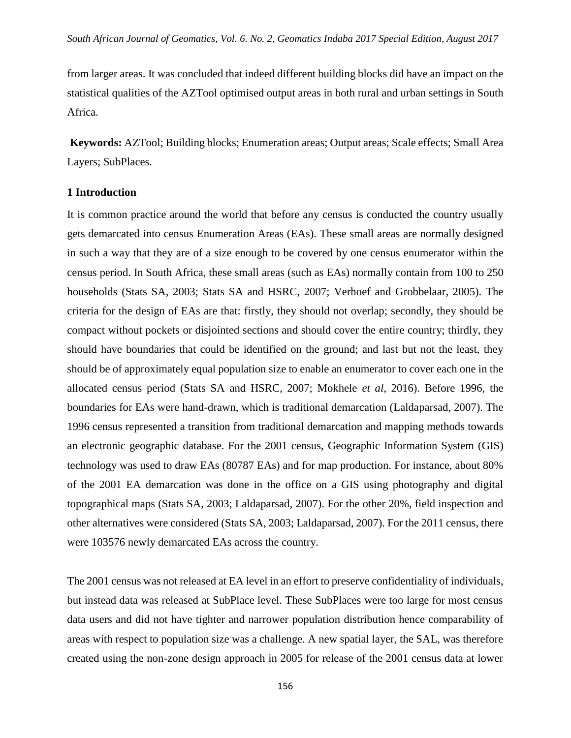from larger areas. It was concluded that indeed different building blocks did have an impact on the statistical qualities of the AZTool optimised output areas in both rural and urban settings in South Africa.

**Keywords:** AZTool; Building blocks; Enumeration areas; Output areas; Scale effects; Small Area Layers; SubPlaces.

## 1 Introduction

It is common practice around the world that before any census is conducted the country usually gets demarcated into census Enumeration Areas (EAs). These small areas are normally designed in such a way that they are of a size enough to be covered by one census enumerator within the census period. In South Africa, these small areas (such as EAs) normally contain from 100 to 250 households (Stats SA, 2003; Stats SA and HSRC, 2007; Verhoef and Grobbelaar, 2005). The criteria for the design of EAs are that: firstly, they should not overlap; secondly, they should be compact without pockets or disjointed sections and should cover the entire country; thirdly, they should have boundaries that could be identified on the ground; and last but not the least, they should be of approximately equal population size to enable an enumerator to cover each one in the allocated census period (Stats SA and HSRC, 2007; Mokhele *et al*, 2016). Before 1996, the boundaries for EAs were hand-drawn, which is traditional demarcation (Laldaparsad, 2007). The 1996 census represented a transition from traditional demarcation and mapping methods towards an electronic geographic database. For the 2001 census, Geographic Information System (GIS) technology was used to draw EAs (80787 EAs) and for map production. For instance, about 80% of the 2001 EA demarcation was done in the office on a GIS using photography and digital topographical maps (Stats SA, 2003; Laldaparsad, 2007). For the other 20%, field inspection and other alternatives were considered (Stats SA, 2003; Laldaparsad, 2007). For the 2011 census, there were 103576 newly demarcated EAs across the country.

The 2001 census was not released at EA level in an effort to preserve confidentiality of individuals, but instead data was released at SubPlace level. These SubPlaces were too large for most census data users and did not have tighter and narrower population distribution hence comparability of areas with respect to population size was a challenge. A new spatial layer, the SAL, was therefore created using the non-zone design approach in 2005 for release of the 2001 census data at lower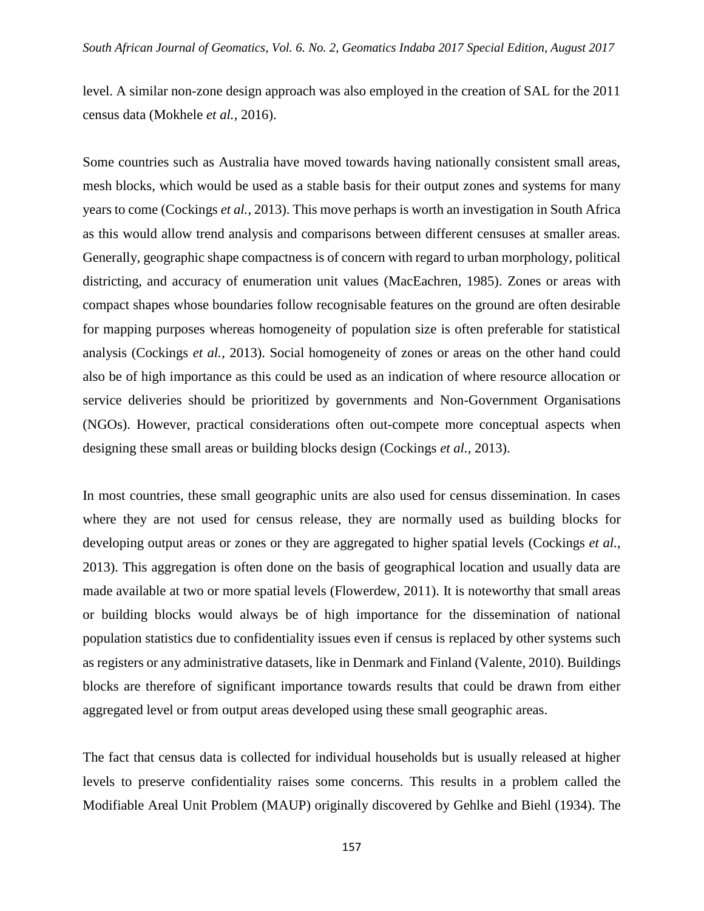level. A similar non-zone design approach was also employed in the creation of SAL for the 2011 census data (Mokhele *et al.*, 2016).

Some countries such as Australia have moved towards having nationally consistent small areas, mesh blocks, which would be used as a stable basis for their output zones and systems for many years to come (Cockings *et al.*, 2013). This move perhaps is worth an investigation in South Africa as this would allow trend analysis and comparisons between different censuses at smaller areas. Generally, geographic shape compactness is of concern with regard to urban morphology, political districting, and accuracy of enumeration unit values (MacEachren, 1985). Zones or areas with compact shapes whose boundaries follow recognisable features on the ground are often desirable for mapping purposes whereas homogeneity of population size is often preferable for statistical analysis (Cockings *et al.*, 2013). Social homogeneity of zones or areas on the other hand could also be of high importance as this could be used as an indication of where resource allocation or service deliveries should be prioritized by governments and Non-Government Organisations (NGOs). However, practical considerations often out-compete more conceptual aspects when designing these small areas or building blocks design (Cockings *et al.*, 2013).

In most countries, these small geographic units are also used for census dissemination. In cases where they are not used for census release, they are normally used as building blocks for developing output areas or zones or they are aggregated to higher spatial levels (Cockings *et al.*, 2013). This aggregation is often done on the basis of geographical location and usually data are made available at two or more spatial levels (Flowerdew, 2011). It is noteworthy that small areas or building blocks would always be of high importance for the dissemination of national population statistics due to confidentiality issues even if census is replaced by other systems such as registers or any administrative datasets, like in Denmark and Finland (Valente, 2010). Buildings blocks are therefore of significant importance towards results that could be drawn from either aggregated level or from output areas developed using these small geographic areas.

The fact that census data is collected for individual households but is usually released at higher levels to preserve confidentiality raises some concerns. This results in a problem called the Modifiable Areal Unit Problem (MAUP) originally discovered by Gehlke and Biehl (1934). The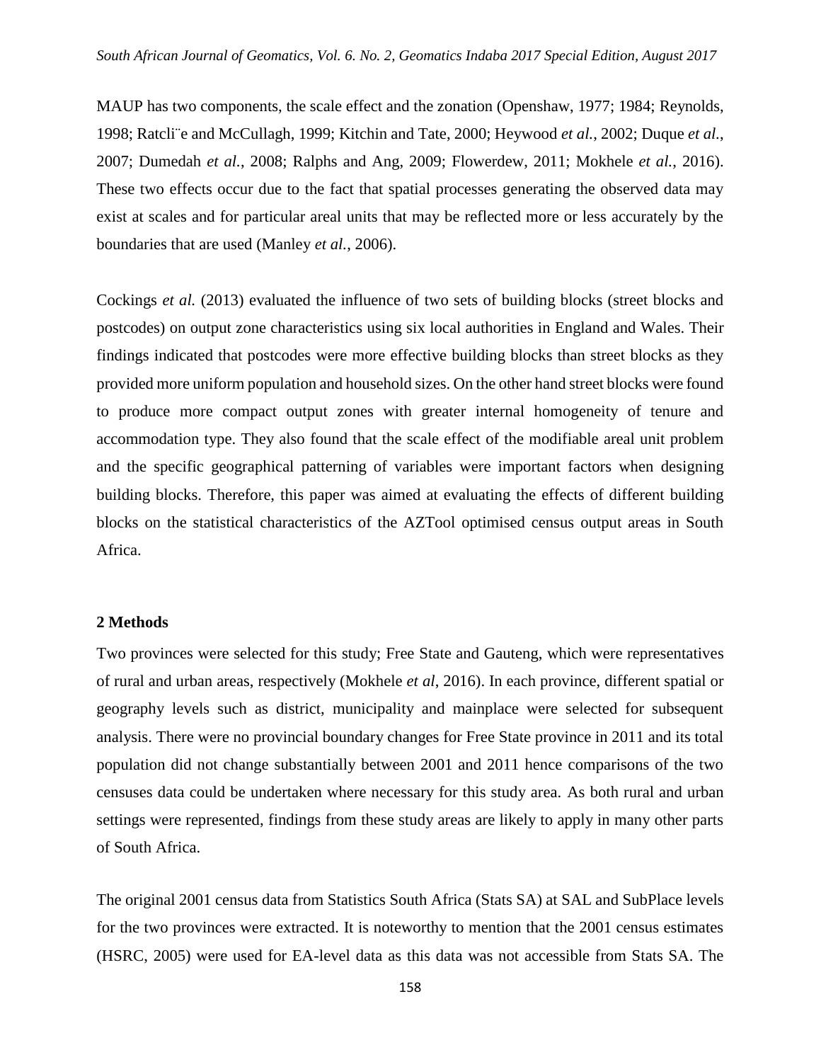MAUP has two components, the scale effect and the zonation (Openshaw, 1977; 1984; Reynolds, 1998; Ratcli¨e and McCullagh, 1999; Kitchin and Tate, 2000; Heywood *et al.*, 2002; Duque *et al.*, 2007; Dumedah *et al.*, 2008; Ralphs and Ang, 2009; Flowerdew, 2011; Mokhele *et al.*, 2016). These two effects occur due to the fact that spatial processes generating the observed data may exist at scales and for particular areal units that may be reflected more or less accurately by the boundaries that are used (Manley *et al.*, 2006).

Cockings *et al.* (2013) evaluated the influence of two sets of building blocks (street blocks and postcodes) on output zone characteristics using six local authorities in England and Wales. Their findings indicated that postcodes were more effective building blocks than street blocks as they provided more uniform population and household sizes. On the other hand street blocks were found to produce more compact output zones with greater internal homogeneity of tenure and accommodation type. They also found that the scale effect of the modifiable areal unit problem and the specific geographical patterning of variables were important factors when designing building blocks. Therefore, this paper was aimed at evaluating the effects of different building blocks on the statistical characteristics of the AZTool optimised census output areas in South Africa.

## 2 Methods

Two provinces were selected for this study; Free State and Gauteng, which were representatives of rural and urban areas, respectively (Mokhele *et al*, 2016). In each province, different spatial or geography levels such as district, municipality and mainplace were selected for subsequent analysis. There were no provincial boundary changes for Free State province in 2011 and its total population did not change substantially between 2001 and 2011 hence comparisons of the two censuses data could be undertaken where necessary for this study area. As both rural and urban settings were represented, findings from these study areas are likely to apply in many other parts of South Africa.

The original 2001 census data from Statistics South Africa (Stats SA) at SAL and SubPlace levels for the two provinces were extracted. It is noteworthy to mention that the 2001 census estimates (HSRC, 2005) were used for EA-level data as this data was not accessible from Stats SA. The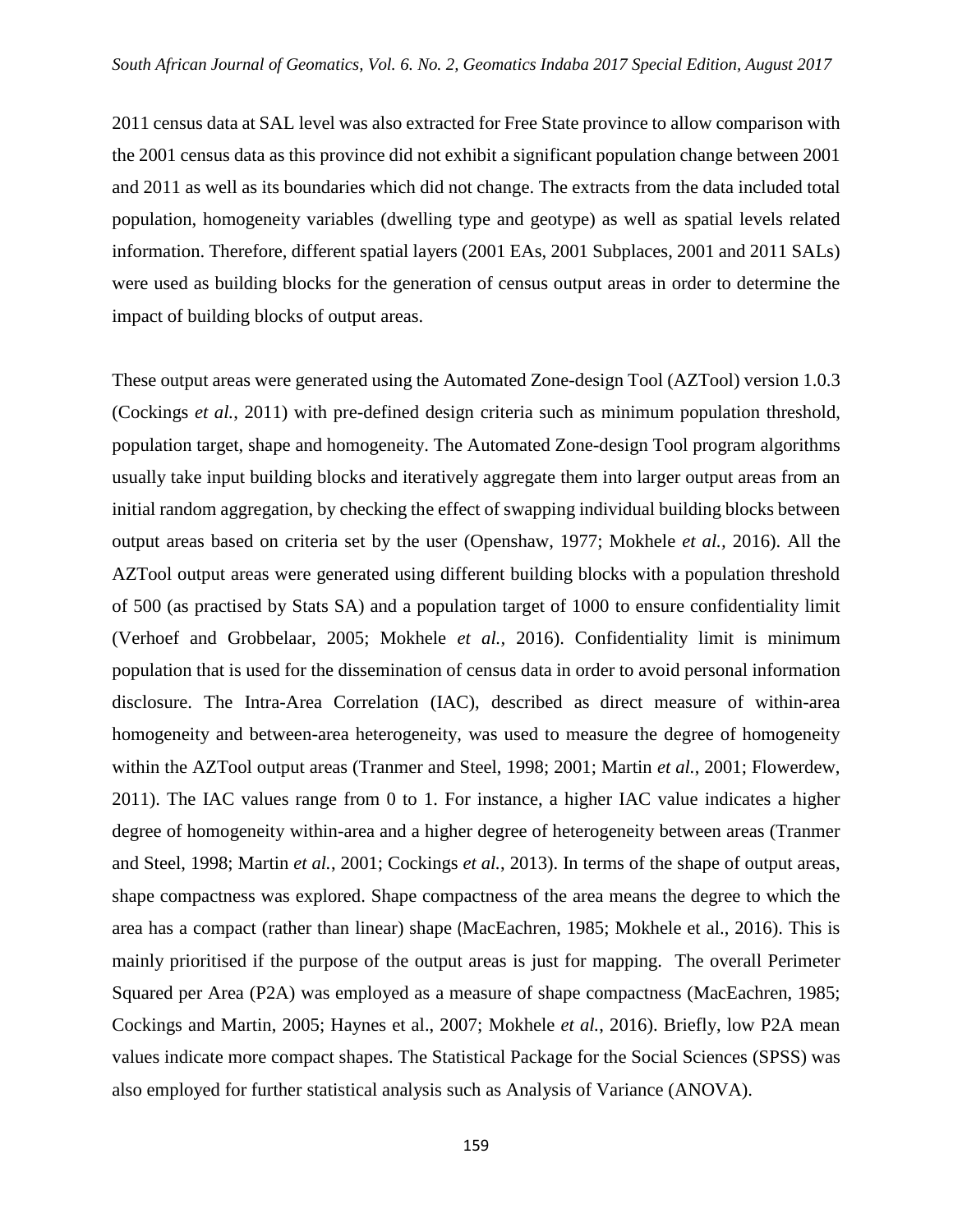2011 census data at SAL level was also extracted for Free State province to allow comparison with the 2001 census data as this province did not exhibit a significant population change between 2001 and 2011 as well as its boundaries which did not change. The extracts from the data included total population, homogeneity variables (dwelling type and geotype) as well as spatial levels related information. Therefore, different spatial layers (2001 EAs, 2001 Subplaces, 2001 and 2011 SALs) were used as building blocks for the generation of census output areas in order to determine the impact of building blocks of output areas.

These output areas were generated using the Automated Zone-design Tool (AZTool) version 1.0.3 (Cockings *et al.*, 2011) with pre-defined design criteria such as minimum population threshold, population target, shape and homogeneity. The Automated Zone-design Tool program algorithms usually take input building blocks and iteratively aggregate them into larger output areas from an initial random aggregation, by checking the effect of swapping individual building blocks between output areas based on criteria set by the user (Openshaw, 1977; Mokhele *et al.*, 2016). All the AZTool output areas were generated using different building blocks with a population threshold of 500 (as practised by Stats SA) and a population target of 1000 to ensure confidentiality limit (Verhoef and Grobbelaar, 2005; Mokhele *et al.,* 2016). Confidentiality limit is minimum population that is used for the dissemination of census data in order to avoid personal information disclosure. The Intra-Area Correlation (IAC), described as direct measure of within-area homogeneity and between-area heterogeneity, was used to measure the degree of homogeneity within the AZTool output areas (Tranmer and Steel, 1998; 2001; Martin *et al.*, 2001; Flowerdew, 2011). The IAC values range from 0 to 1. For instance, a higher IAC value indicates a higher degree of homogeneity within-area and a higher degree of heterogeneity between areas (Tranmer and Steel, 1998; Martin *et al.*, 2001; Cockings *et al.*, 2013). In terms of the shape of output areas, shape compactness was explored. Shape compactness of the area means the degree to which the area has a compact (rather than linear) shape (MacEachren, 1985; Mokhele et al., 2016). This is mainly prioritised if the purpose of the output areas is just for mapping. The overall Perimeter Squared per Area (P2A) was employed as a measure of shape compactness (MacEachren, 1985; Cockings and Martin, 2005; Haynes et al., 2007; Mokhele *et al.*, 2016). Briefly, low P2A mean values indicate more compact shapes. The Statistical Package for the Social Sciences (SPSS) was also employed for further statistical analysis such as Analysis of Variance (ANOVA).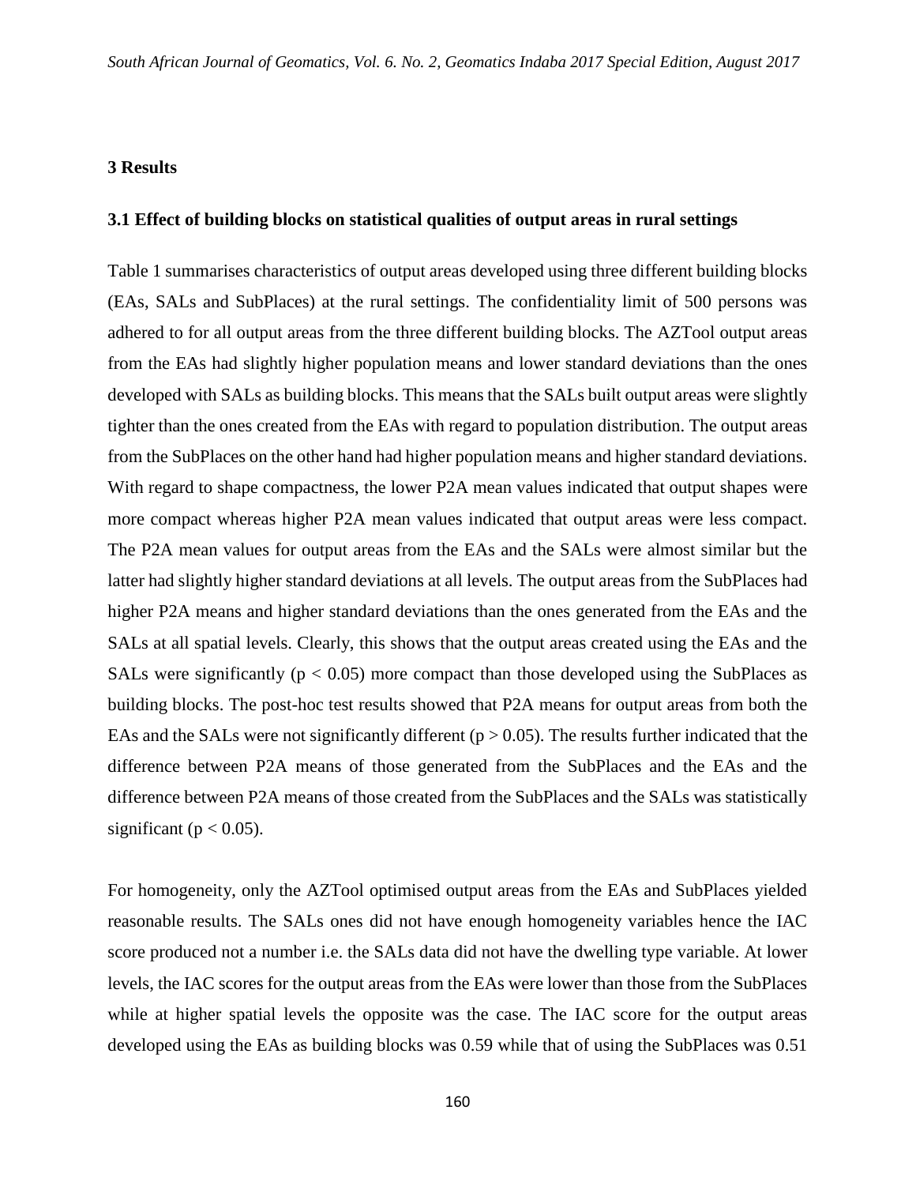## 3 Results

### 3.1 Effect of building blocks on statistical qualities of output areas in rural settings

Table 1 summarises characteristics of output areas developed using three different building blocks (EAs, SALs and SubPlaces) at the rural settings. The confidentiality limit of 500 persons was adhered to for all output areas from the three different building blocks. The AZTool output areas from the EAs had slightly higher population means and lower standard deviations than the ones developed with SALs as building blocks. This means that the SALs built output areas were slightly tighter than the ones created from the EAs with regard to population distribution. The output areas from the SubPlaces on the other hand had higher population means and higher standard deviations. With regard to shape compactness, the lower P2A mean values indicated that output shapes were more compact whereas higher P2A mean values indicated that output areas were less compact. The P2A mean values for output areas from the EAs and the SALs were almost similar but the latter had slightly higher standard deviations at all levels. The output areas from the SubPlaces had higher P2A means and higher standard deviations than the ones generated from the EAs and the SALs at all spatial levels. Clearly, this shows that the output areas created using the EAs and the SALs were significantly ($p < 0.05$) more compact than those developed using the SubPlaces as building blocks. The post-hoc test results showed that P2A means for output areas from both the EAs and the SALs were not significantly different ($p > 0.05$). The results further indicated that the difference between P2A means of those generated from the SubPlaces and the EAs and the difference between P2A means of those created from the SubPlaces and the SALs was statistically significant ($p < 0.05$).

For homogeneity, only the AZTool optimised output areas from the EAs and SubPlaces yielded reasonable results. The SALs ones did not have enough homogeneity variables hence the IAC score produced not a number i.e. the SALs data did not have the dwelling type variable. At lower levels, the IAC scores for the output areas from the EAs were lower than those from the SubPlaces while at higher spatial levels the opposite was the case. The IAC score for the output areas developed using the EAs as building blocks was 0.59 while that of using the SubPlaces was 0.51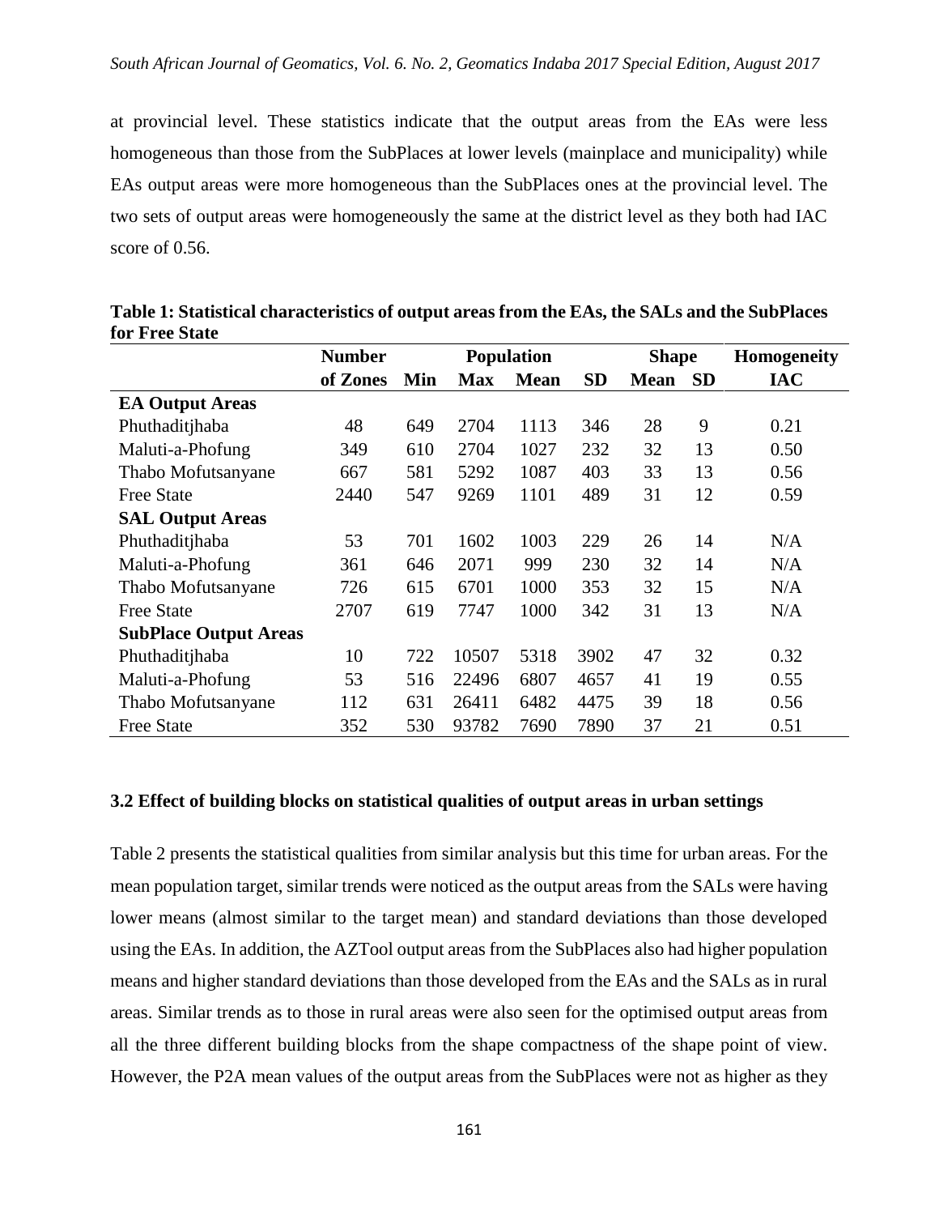at provincial level. These statistics indicate that the output areas from the EAs were less homogeneous than those from the SubPlaces at lower levels (mainplace and municipality) while EAs output areas were more homogeneous than the SubPlaces ones at the provincial level. The two sets of output areas were homogeneously the same at the district level as they both had IAC score of 0.56.

**Table 1: Statistical characteristics of output areas from the EAs, the SALs and the SubPlaces for Free State**

| | Number | Population | | | | Shape | | Homogeneity |
|---|---|---|---|---|---|---|---|---|
| | of Zones | Min | Max | Mean | SD | Mean | SD | IAC |
| **EA Output Areas** | | | | | | | | |
| Phuthaditjhaba | 48 | 649 | 2704 | 1113 | 346 | 28 | 9 | 0.21 |
| Maluti-a-Phofung | 349 | 610 | 2704 | 1027 | 232 | 32 | 13 | 0.50 |
| Thabo Mofutsanyane | 667 | 581 | 5292 | 1087 | 403 | 33 | 13 | 0.56 |
| Free State | 2440 | 547 | 9269 | 1101 | 489 | 31 | 12 | 0.59 |
| **SAL Output Areas** | | | | | | | | |
| Phuthaditjhaba | 53 | 701 | 1602 | 1003 | 229 | 26 | 14 | N/A |
| Maluti-a-Phofung | 361 | 646 | 2071 | 999 | 230 | 32 | 14 | N/A |
| Thabo Mofutsanyane | 726 | 615 | 6701 | 1000 | 353 | 32 | 15 | N/A |
| Free State | 2707 | 619 | 7747 | 1000 | 342 | 31 | 13 | N/A |
| **SubPlace Output Areas** | | | | | | | | |
| Phuthaditjhaba | 10 | 722 | 10507 | 5318 | 3902 | 47 | 32 | 0.32 |
| Maluti-a-Phofung | 53 | 516 | 22496 | 6807 | 4657 | 41 | 19 | 0.55 |
| Thabo Mofutsanyane | 112 | 631 | 26411 | 6482 | 4475 | 39 | 18 | 0.56 |
| Free State | 352 | 530 | 93782 | 7690 | 7890 | 37 | 21 | 0.51 |

### 3.2 Effect of building blocks on statistical qualities of output areas in urban settings

Table 2 presents the statistical qualities from similar analysis but this time for urban areas. For the mean population target, similar trends were noticed as the output areas from the SALs were having lower means (almost similar to the target mean) and standard deviations than those developed using the EAs. In addition, the AZTool output areas from the SubPlaces also had higher population means and higher standard deviations than those developed from the EAs and the SALs as in rural areas. Similar trends as to those in rural areas were also seen for the optimised output areas from all the three different building blocks from the shape compactness of the shape point of view. However, the P2A mean values of the output areas from the SubPlaces were not as higher as they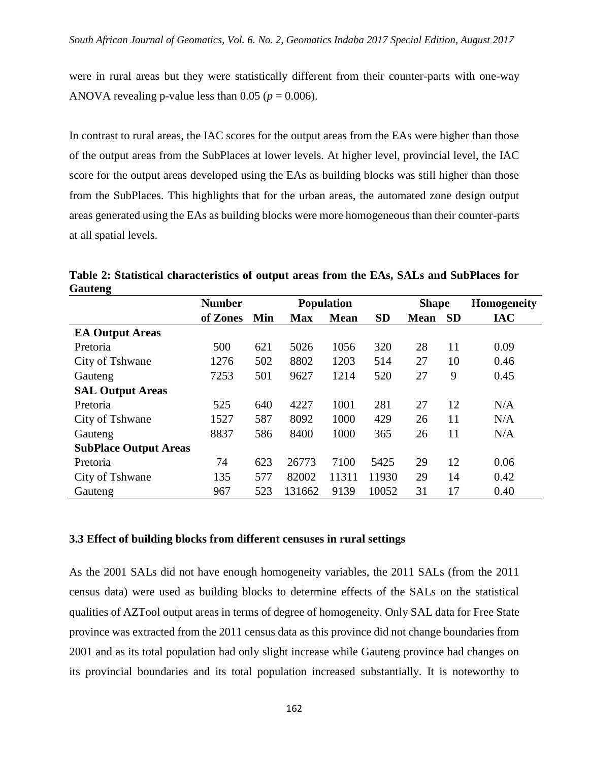were in rural areas but they were statistically different from their counter-parts with one-way ANOVA revealing p-value less than 0.05 ($p = 0.006$).

In contrast to rural areas, the IAC scores for the output areas from the EAs were higher than those of the output areas from the SubPlaces at lower levels. At higher level, provincial level, the IAC score for the output areas developed using the EAs as building blocks was still higher than those from the SubPlaces. This highlights that for the urban areas, the automated zone design output areas generated using the EAs as building blocks were more homogeneous than their counter-parts at all spatial levels.

**Table 2: Statistical characteristics of output areas from the EAs, SALs and SubPlaces for Gauteng**

| | Number | Population | | | | Shape | | Homogeneity |
|---|---|---|---|---|---|---|---|---|
| | of Zones | Min | Max | Mean | SD | Mean | SD | IAC |
| **EA Output Areas** | | | | | | | | |
| Pretoria | 500 | 621 | 5026 | 1056 | 320 | 28 | 11 | 0.09 |
| City of Tshwane | 1276 | 502 | 8802 | 1203 | 514 | 27 | 10 | 0.46 |
| Gauteng | 7253 | 501 | 9627 | 1214 | 520 | 27 | 9 | 0.45 |
| **SAL Output Areas** | | | | | | | | |
| Pretoria | 525 | 640 | 4227 | 1001 | 281 | 27 | 12 | N/A |
| City of Tshwane | 1527 | 587 | 8092 | 1000 | 429 | 26 | 11 | N/A |
| Gauteng | 8837 | 586 | 8400 | 1000 | 365 | 26 | 11 | N/A |
| **SubPlace Output Areas** | | | | | | | | |
| Pretoria | 74 | 623 | 26773 | 7100 | 5425 | 29 | 12 | 0.06 |
| City of Tshwane | 135 | 577 | 82002 | 11311 | 11930 | 29 | 14 | 0.42 |
| Gauteng | 967 | 523 | 131662 | 9139 | 10052 | 31 | 17 | 0.40 |

### 3.3 Effect of building blocks from different censuses in rural settings

As the 2001 SALs did not have enough homogeneity variables, the 2011 SALs (from the 2011 census data) were used as building blocks to determine effects of the SALs on the statistical qualities of AZTool output areas in terms of degree of homogeneity. Only SAL data for Free State province was extracted from the 2011 census data as this province did not change boundaries from 2001 and as its total population had only slight increase while Gauteng province had changes on its provincial boundaries and its total population increased substantially. It is noteworthy to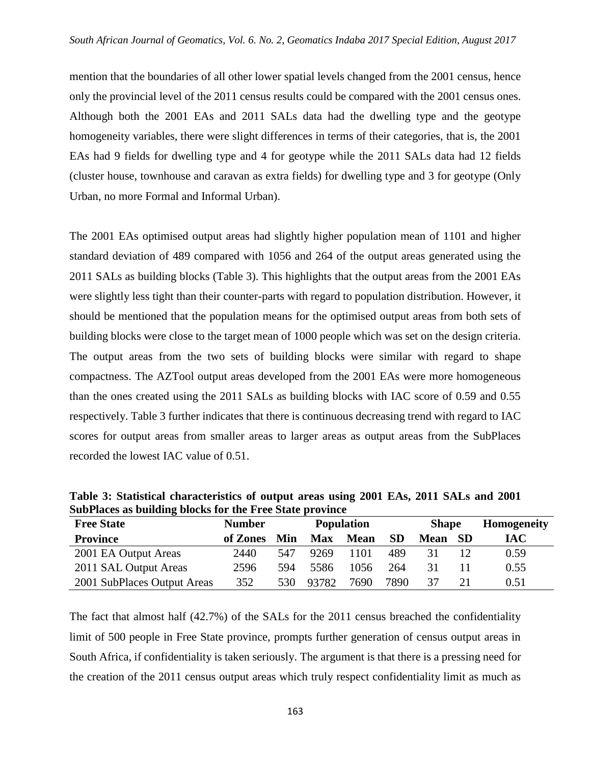mention that the boundaries of all other lower spatial levels changed from the 2001 census, hence only the provincial level of the 2011 census results could be compared with the 2001 census ones. Although both the 2001 EAs and 2011 SALs data had the dwelling type and the geotype homogeneity variables, there were slight differences in terms of their categories, that is, the 2001 EAs had 9 fields for dwelling type and 4 for geotype while the 2011 SALs data had 12 fields (cluster house, townhouse and caravan as extra fields) for dwelling type and 3 for geotype (Only Urban, no more Formal and Informal Urban).

The 2001 EAs optimised output areas had slightly higher population mean of 1101 and higher standard deviation of 489 compared with 1056 and 264 of the output areas generated using the 2011 SALs as building blocks (Table 3). This highlights that the output areas from the 2001 EAs were slightly less tight than their counter-parts with regard to population distribution. However, it should be mentioned that the population means for the optimised output areas from both sets of building blocks were close to the target mean of 1000 people which was set on the design criteria. The output areas from the two sets of building blocks were similar with regard to shape compactness. The AZTool output areas developed from the 2001 EAs were more homogeneous than the ones created using the 2011 SALs as building blocks with IAC score of 0.59 and 0.55 respectively. Table 3 further indicates that there is continuous decreasing trend with regard to IAC scores for output areas from smaller areas to larger areas as output areas from the SubPlaces recorded the lowest IAC value of 0.51.

**Table 3: Statistical characteristics of output areas using 2001 EAs, 2011 SALs and 2001 SubPlaces as building blocks for the Free State province**

| Free State | Number | Population | | | | Shape | | Homogeneity |
|---|---|---|---|---|---|---|---|---|
| Province | of Zones | Min | Max | Mean | SD | Mean | SD | IAC |
| 2001 EA Output Areas | 2440 | 547 | 9269 | 1101 | 489 | 31 | 12 | 0.59 |
| 2011 SAL Output Areas | 2596 | 594 | 5586 | 1056 | 264 | 31 | 11 | 0.55 |
| 2001 SubPlaces Output Areas | 352 | 530 | 93782 | 7690 | 7890 | 37 | 21 | 0.51 |

The fact that almost half (42.7%) of the SALs for the 2011 census breached the confidentiality limit of 500 people in Free State province, prompts further generation of census output areas in South Africa, if confidentiality is taken seriously. The argument is that there is a pressing need for the creation of the 2011 census output areas which truly respect confidentiality limit as much as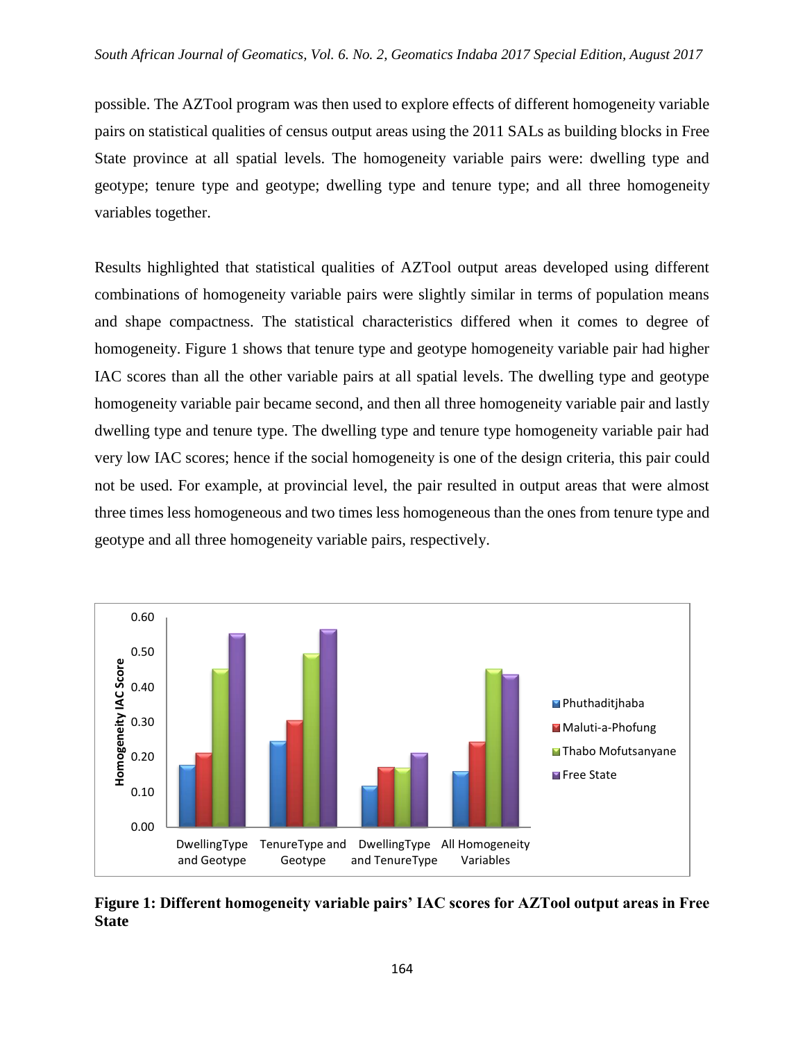possible. The AZTool program was then used to explore effects of different homogeneity variable pairs on statistical qualities of census output areas using the 2011 SALs as building blocks in Free State province at all spatial levels. The homogeneity variable pairs were: dwelling type and geotype; tenure type and geotype; dwelling type and tenure type; and all three homogeneity variables together.

Results highlighted that statistical qualities of AZTool output areas developed using different combinations of homogeneity variable pairs were slightly similar in terms of population means and shape compactness. The statistical characteristics differed when it comes to degree of homogeneity. Figure 1 shows that tenure type and geotype homogeneity variable pair had higher IAC scores than all the other variable pairs at all spatial levels. The dwelling type and geotype homogeneity variable pair became second, and then all three homogeneity variable pair and lastly dwelling type and tenure type. The dwelling type and tenure type homogeneity variable pair had very low IAC scores; hence if the social homogeneity is one of the design criteria, this pair could not be used. For example, at provincial level, the pair resulted in output areas that were almost three times less homogeneous and two times less homogeneous than the ones from tenure type and geotype and all three homogeneity variable pairs, respectively.

**Figure 1: Different homogeneity variable pairs' IAC scores for AZTool output areas in Free State**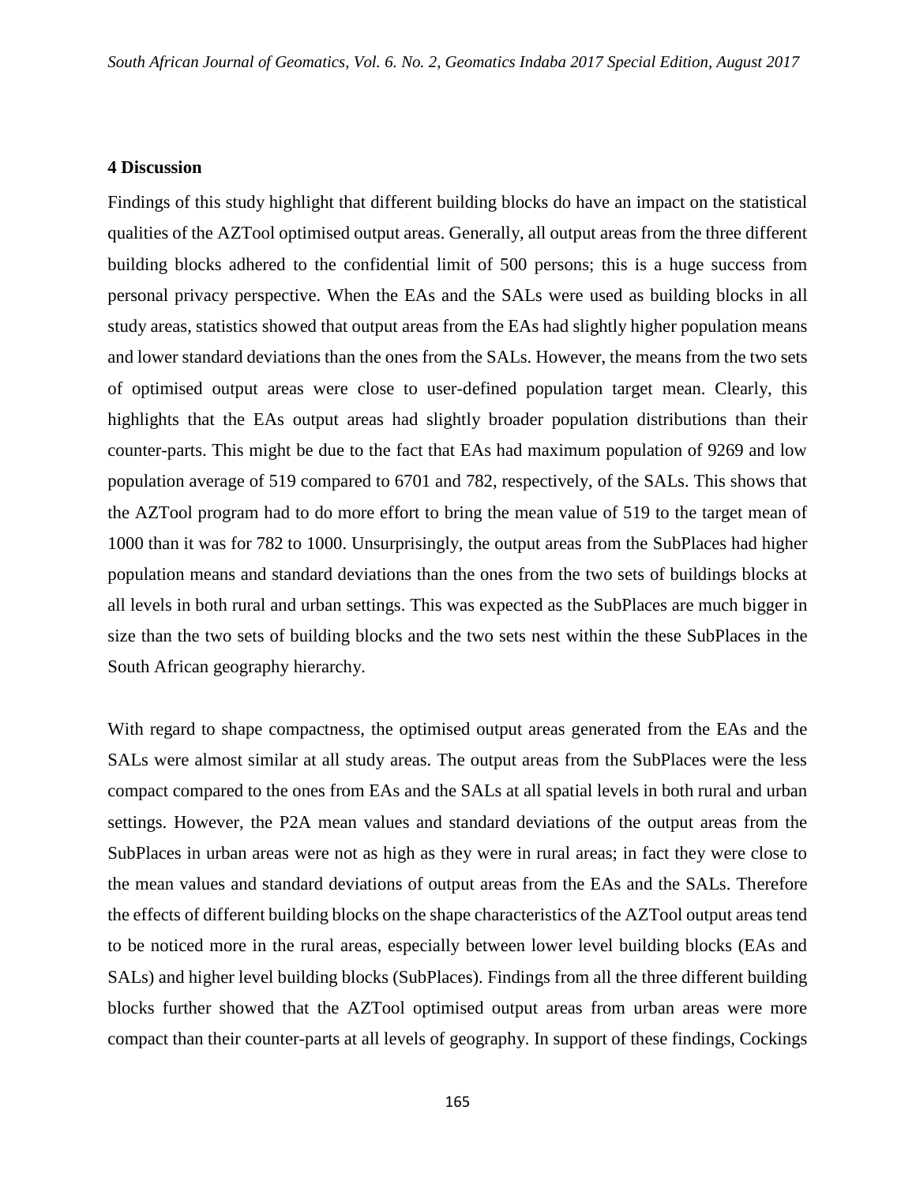## 4 Discussion

Findings of this study highlight that different building blocks do have an impact on the statistical qualities of the AZTool optimised output areas. Generally, all output areas from the three different building blocks adhered to the confidential limit of 500 persons; this is a huge success from personal privacy perspective. When the EAs and the SALs were used as building blocks in all study areas, statistics showed that output areas from the EAs had slightly higher population means and lower standard deviations than the ones from the SALs. However, the means from the two sets of optimised output areas were close to user-defined population target mean. Clearly, this highlights that the EAs output areas had slightly broader population distributions than their counter-parts. This might be due to the fact that EAs had maximum population of 9269 and low population average of 519 compared to 6701 and 782, respectively, of the SALs. This shows that the AZTool program had to do more effort to bring the mean value of 519 to the target mean of 1000 than it was for 782 to 1000. Unsurprisingly, the output areas from the SubPlaces had higher population means and standard deviations than the ones from the two sets of buildings blocks at all levels in both rural and urban settings. This was expected as the SubPlaces are much bigger in size than the two sets of building blocks and the two sets nest within the these SubPlaces in the South African geography hierarchy.

With regard to shape compactness, the optimised output areas generated from the EAs and the SALs were almost similar at all study areas. The output areas from the SubPlaces were the less compact compared to the ones from EAs and the SALs at all spatial levels in both rural and urban settings. However, the P2A mean values and standard deviations of the output areas from the SubPlaces in urban areas were not as high as they were in rural areas; in fact they were close to the mean values and standard deviations of output areas from the EAs and the SALs. Therefore the effects of different building blocks on the shape characteristics of the AZTool output areas tend to be noticed more in the rural areas, especially between lower level building blocks (EAs and SALs) and higher level building blocks (SubPlaces). Findings from all the three different building blocks further showed that the AZTool optimised output areas from urban areas were more compact than their counter-parts at all levels of geography. In support of these findings, Cockings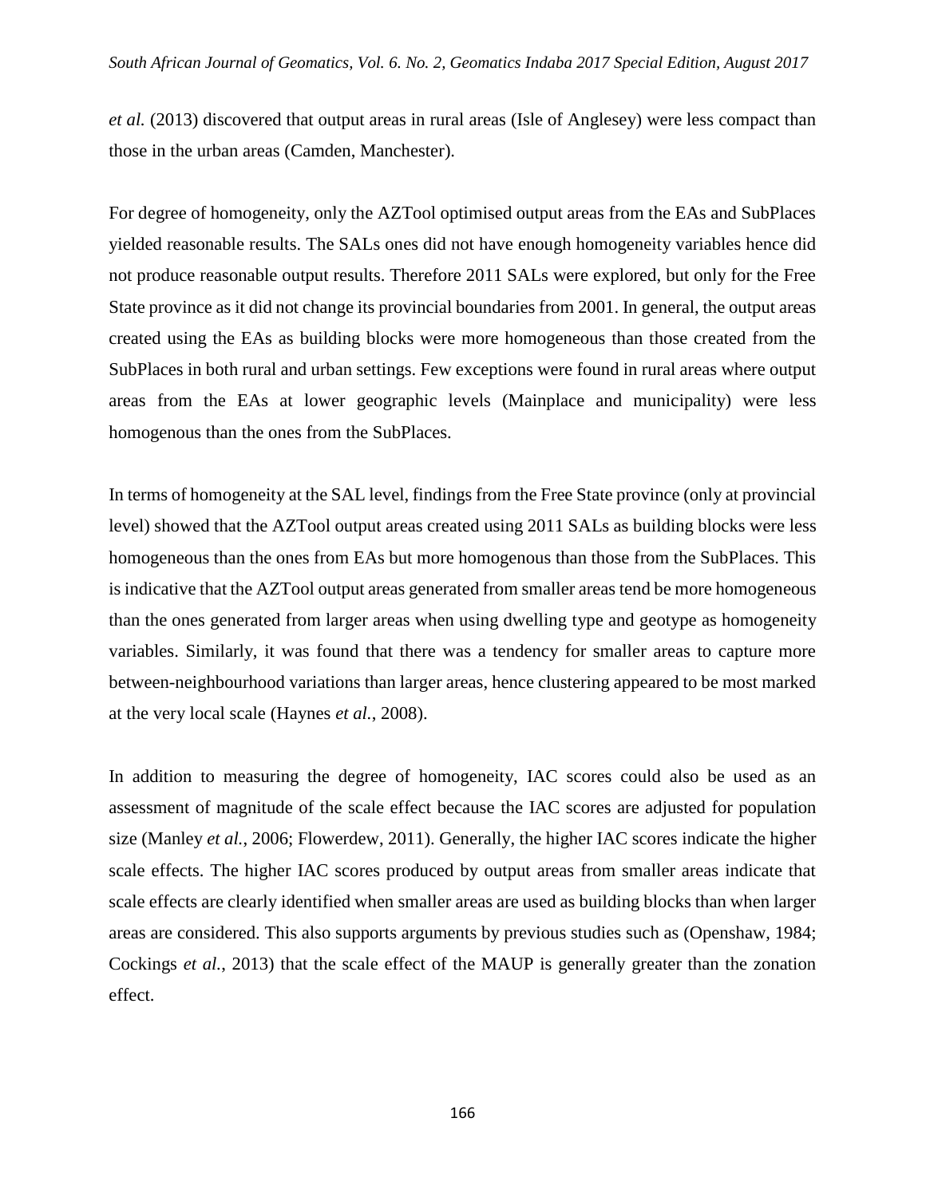*et al.* (2013) discovered that output areas in rural areas (Isle of Anglesey) were less compact than those in the urban areas (Camden, Manchester).

For degree of homogeneity, only the AZTool optimised output areas from the EAs and SubPlaces yielded reasonable results. The SALs ones did not have enough homogeneity variables hence did not produce reasonable output results. Therefore 2011 SALs were explored, but only for the Free State province as it did not change its provincial boundaries from 2001. In general, the output areas created using the EAs as building blocks were more homogeneous than those created from the SubPlaces in both rural and urban settings. Few exceptions were found in rural areas where output areas from the EAs at lower geographic levels (Mainplace and municipality) were less homogenous than the ones from the SubPlaces.

In terms of homogeneity at the SAL level, findings from the Free State province (only at provincial level) showed that the AZTool output areas created using 2011 SALs as building blocks were less homogeneous than the ones from EAs but more homogenous than those from the SubPlaces. This is indicative that the AZTool output areas generated from smaller areas tend be more homogeneous than the ones generated from larger areas when using dwelling type and geotype as homogeneity variables. Similarly, it was found that there was a tendency for smaller areas to capture more between-neighbourhood variations than larger areas, hence clustering appeared to be most marked at the very local scale (Haynes *et al.*, 2008).

In addition to measuring the degree of homogeneity, IAC scores could also be used as an assessment of magnitude of the scale effect because the IAC scores are adjusted for population size (Manley *et al.*, 2006; Flowerdew, 2011). Generally, the higher IAC scores indicate the higher scale effects. The higher IAC scores produced by output areas from smaller areas indicate that scale effects are clearly identified when smaller areas are used as building blocks than when larger areas are considered. This also supports arguments by previous studies such as (Openshaw, 1984; Cockings *et al.*, 2013) that the scale effect of the MAUP is generally greater than the zonation effect.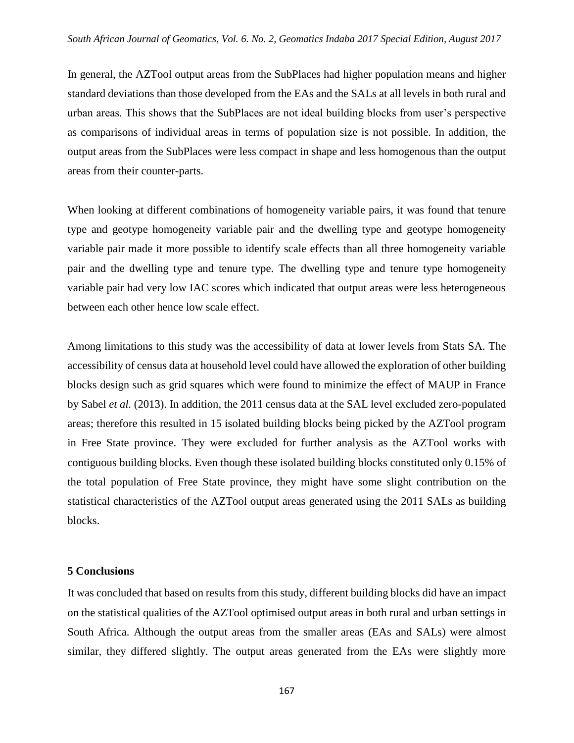In general, the AZTool output areas from the SubPlaces had higher population means and higher standard deviations than those developed from the EAs and the SALs at all levels in both rural and urban areas. This shows that the SubPlaces are not ideal building blocks from user's perspective as comparisons of individual areas in terms of population size is not possible. In addition, the output areas from the SubPlaces were less compact in shape and less homogenous than the output areas from their counter-parts.

When looking at different combinations of homogeneity variable pairs, it was found that tenure type and geotype homogeneity variable pair and the dwelling type and geotype homogeneity variable pair made it more possible to identify scale effects than all three homogeneity variable pair and the dwelling type and tenure type. The dwelling type and tenure type homogeneity variable pair had very low IAC scores which indicated that output areas were less heterogeneous between each other hence low scale effect.

Among limitations to this study was the accessibility of data at lower levels from Stats SA. The accessibility of census data at household level could have allowed the exploration of other building blocks design such as grid squares which were found to minimize the effect of MAUP in France by Sabel *et al.* (2013). In addition, the 2011 census data at the SAL level excluded zero-populated areas; therefore this resulted in 15 isolated building blocks being picked by the AZTool program in Free State province. They were excluded for further analysis as the AZTool works with contiguous building blocks. Even though these isolated building blocks constituted only 0.15% of the total population of Free State province, they might have some slight contribution on the statistical characteristics of the AZTool output areas generated using the 2011 SALs as building blocks.

## 5 Conclusions

It was concluded that based on results from this study, different building blocks did have an impact on the statistical qualities of the AZTool optimised output areas in both rural and urban settings in South Africa. Although the output areas from the smaller areas (EAs and SALs) were almost similar, they differed slightly. The output areas generated from the EAs were slightly more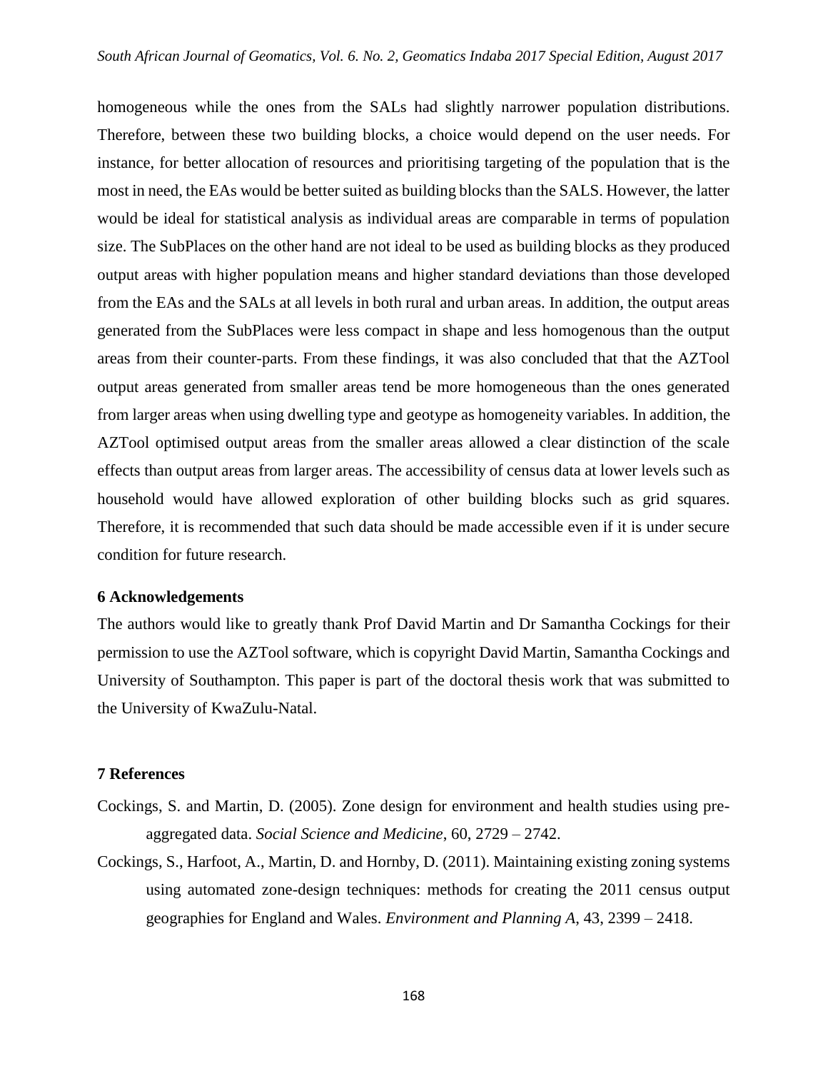homogeneous while the ones from the SALs had slightly narrower population distributions. Therefore, between these two building blocks, a choice would depend on the user needs. For instance, for better allocation of resources and prioritising targeting of the population that is the most in need, the EAs would be better suited as building blocks than the SALS. However, the latter would be ideal for statistical analysis as individual areas are comparable in terms of population size. The SubPlaces on the other hand are not ideal to be used as building blocks as they produced output areas with higher population means and higher standard deviations than those developed from the EAs and the SALs at all levels in both rural and urban areas. In addition, the output areas generated from the SubPlaces were less compact in shape and less homogenous than the output areas from their counter-parts. From these findings, it was also concluded that that the AZTool output areas generated from smaller areas tend be more homogeneous than the ones generated from larger areas when using dwelling type and geotype as homogeneity variables. In addition, the AZTool optimised output areas from the smaller areas allowed a clear distinction of the scale effects than output areas from larger areas. The accessibility of census data at lower levels such as household would have allowed exploration of other building blocks such as grid squares. Therefore, it is recommended that such data should be made accessible even if it is under secure condition for future research.

## 6 Acknowledgements

The authors would like to greatly thank Prof David Martin and Dr Samantha Cockings for their permission to use the AZTool software, which is copyright David Martin, Samantha Cockings and University of Southampton. This paper is part of the doctoral thesis work that was submitted to the University of KwaZulu-Natal.

## 7 References

Cockings, S. and Martin, D. (2005). Zone design for environment and health studies using pre-aggregated data. *Social Science and Medicine*, 60, 2729 – 2742.

Cockings, S., Harfoot, A., Martin, D. and Hornby, D. (2011). Maintaining existing zoning systems using automated zone-design techniques: methods for creating the 2011 census output geographies for England and Wales. *Environment and Planning A*, 43, 2399 – 2418.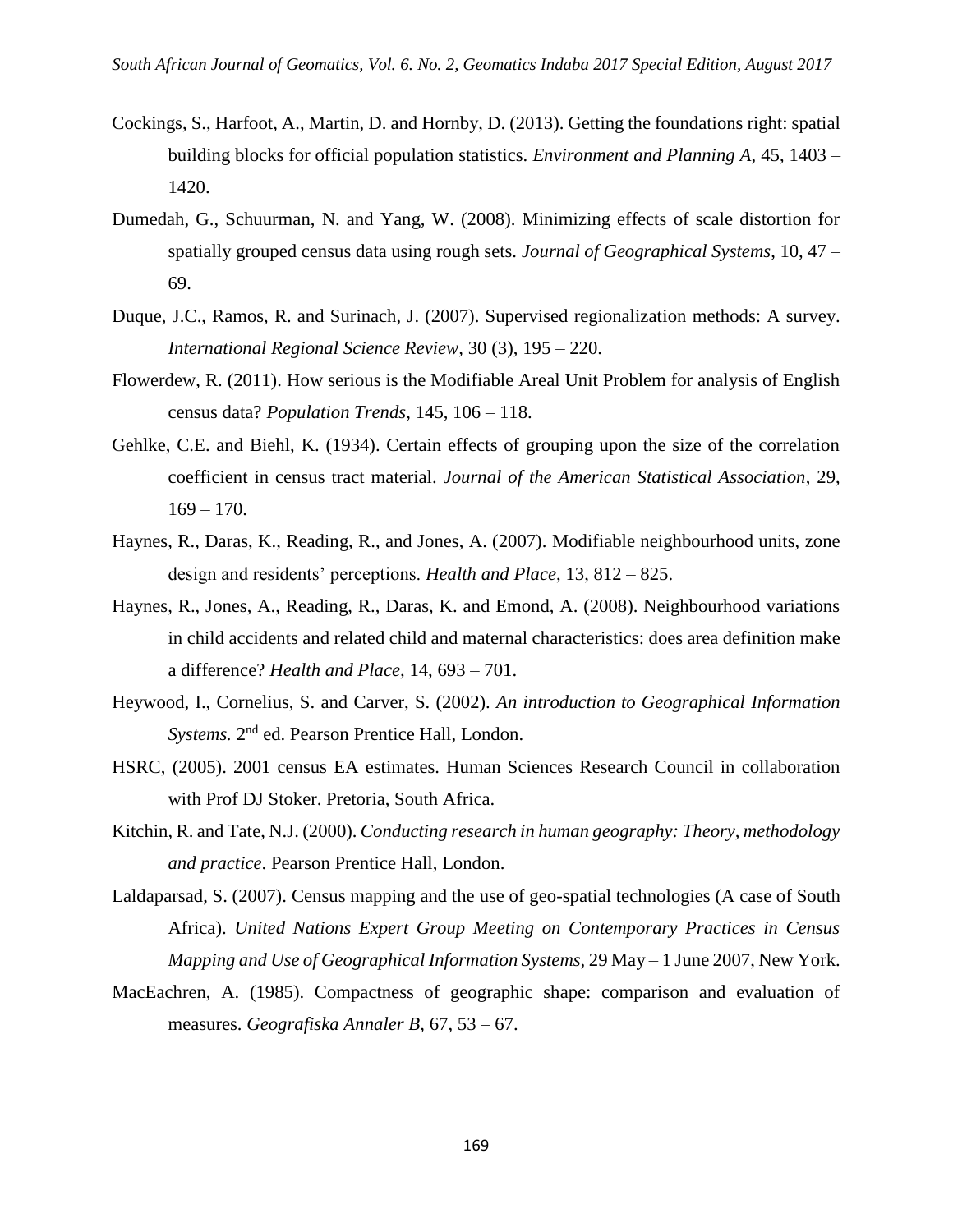Cockings, S., Harfoot, A., Martin, D. and Hornby, D. (2013). Getting the foundations right: spatial building blocks for official population statistics. *Environment and Planning A*, 45, 1403 – 1420.

Dumedah, G., Schuurman, N. and Yang, W. (2008). Minimizing effects of scale distortion for spatially grouped census data using rough sets. *Journal of Geographical Systems*, 10, 47 – 69.

Duque, J.C., Ramos, R. and Surinach, J. (2007). Supervised regionalization methods: A survey. *International Regional Science Review*, 30 (3), 195 – 220.

Flowerdew, R. (2011). How serious is the Modifiable Areal Unit Problem for analysis of English census data? *Population Trends*, 145, 106 – 118.

Gehlke, C.E. and Biehl, K. (1934). Certain effects of grouping upon the size of the correlation coefficient in census tract material. *Journal of the American Statistical Association*, 29, 169 – 170.

Haynes, R., Daras, K., Reading, R., and Jones, A. (2007). Modifiable neighbourhood units, zone design and residents' perceptions. *Health and Place*, 13, 812 – 825.

Haynes, R., Jones, A., Reading, R., Daras, K. and Emond, A. (2008). Neighbourhood variations in child accidents and related child and maternal characteristics: does area definition make a difference? *Health and Place,* 14, 693 – 701.

Heywood, I., Cornelius, S. and Carver, S. (2002). *An introduction to Geographical Information Systems.* 2nd ed. Pearson Prentice Hall, London.

HSRC, (2005). 2001 census EA estimates. Human Sciences Research Council in collaboration with Prof DJ Stoker. Pretoria, South Africa.

Kitchin, R. and Tate, N.J. (2000). *Conducting research in human geography: Theory, methodology and practice*. Pearson Prentice Hall, London.

Laldaparsad, S. (2007). Census mapping and the use of geo-spatial technologies (A case of South Africa). *United Nations Expert Group Meeting on Contemporary Practices in Census Mapping and Use of Geographical Information Systems,* 29 May – 1 June 2007, New York.

MacEachren, A. (1985). Compactness of geographic shape: comparison and evaluation of measures. *Geografiska Annaler B*, 67, 53 – 67.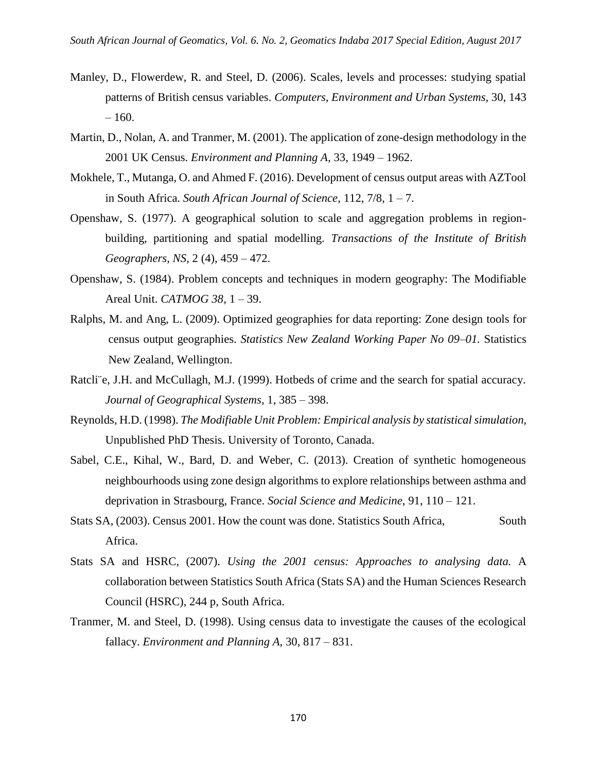Manley, D., Flowerdew, R. and Steel, D. (2006). Scales, levels and processes: studying spatial patterns of British census variables. *Computers, Environment and Urban Systems,* 30, 143 – 160.

Martin, D., Nolan, A. and Tranmer, M. (2001). The application of zone-design methodology in the 2001 UK Census. *Environment and Planning A,* 33, 1949 – 1962.

Mokhele, T., Mutanga, O. and Ahmed F. (2016). Development of census output areas with AZTool in South Africa. *South African Journal of Science,* 112, 7/8, 1 – 7.

Openshaw, S. (1977). A geographical solution to scale and aggregation problems in region-building, partitioning and spatial modelling. *Transactions of the Institute of British Geographers, NS,* 2 (4), 459 – 472.

Openshaw, S. (1984). Problem concepts and techniques in modern geography: The Modifiable Areal Unit. *CATMOG 38,* 1 – 39.

Ralphs, M. and Ang, L. (2009). Optimized geographies for data reporting: Zone design tools for census output geographies. *Statistics New Zealand Working Paper No 09–01.* Statistics New Zealand, Wellington.

Ratcli¨e, J.H. and McCullagh, M.J. (1999). Hotbeds of crime and the search for spatial accuracy. *Journal of Geographical Systems*, 1, 385 – 398.

Reynolds, H.D. (1998). *The Modifiable Unit Problem: Empirical analysis by statistical simulation,* Unpublished PhD Thesis. University of Toronto, Canada.

Sabel, C.E., Kihal, W., Bard, D. and Weber, C. (2013). Creation of synthetic homogeneous neighbourhoods using zone design algorithms to explore relationships between asthma and deprivation in Strasbourg, France. *Social Science and Medicine*, 91, 110 – 121.

Stats SA, (2003). Census 2001. How the count was done. Statistics South Africa, South Africa.

Stats SA and HSRC, (2007). *Using the 2001 census: Approaches to analysing data.* A collaboration between Statistics South Africa (Stats SA) and the Human Sciences Research Council (HSRC), 244 p, South Africa.

Tranmer, M. and Steel, D. (1998). Using census data to investigate the causes of the ecological fallacy. *Environment and Planning A*, 30, 817 – 831.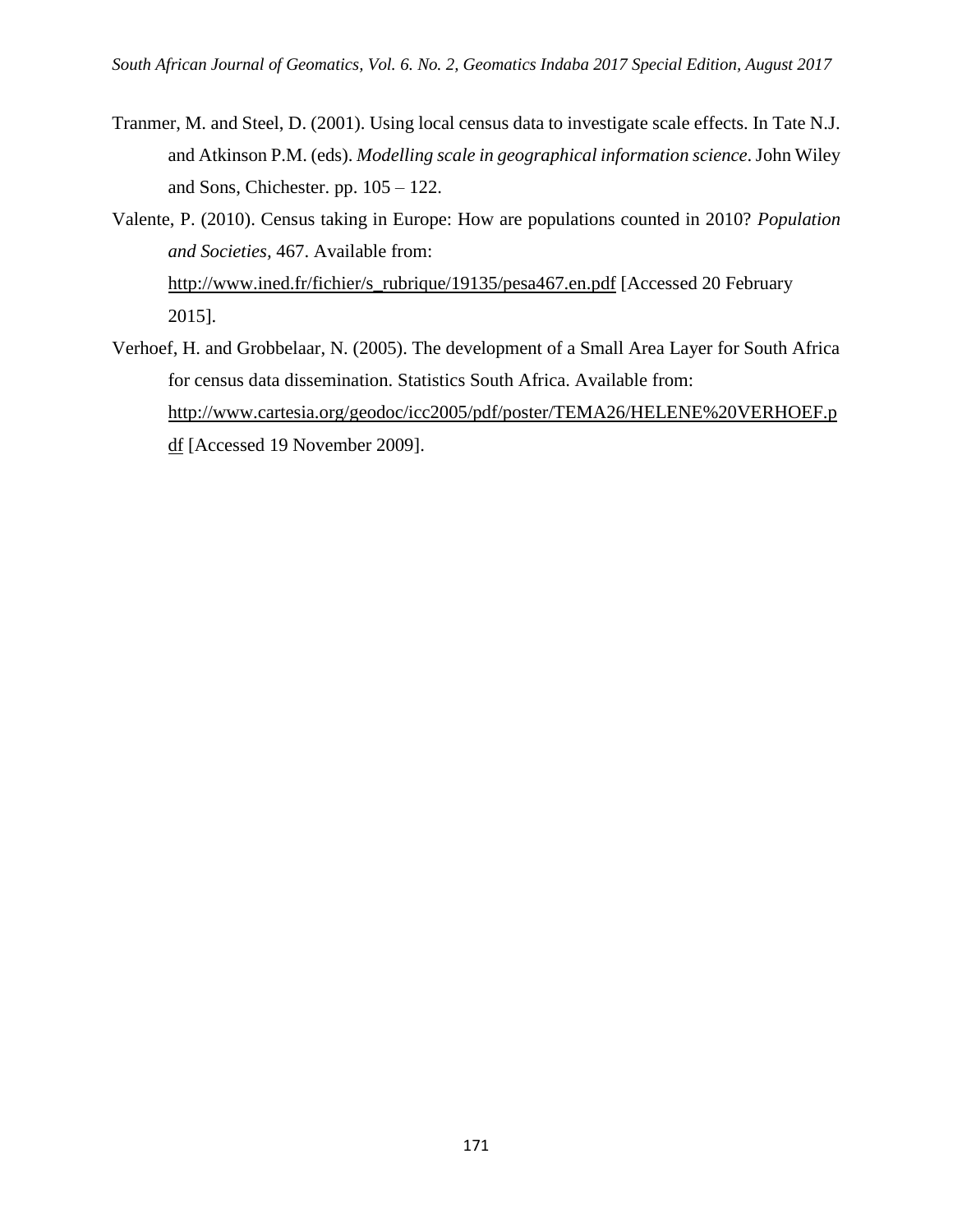Tranmer, M. and Steel, D. (2001). Using local census data to investigate scale effects. In Tate N.J. and Atkinson P.M. (eds). *Modelling scale in geographical information science*. John Wiley and Sons, Chichester. pp. 105 – 122.

Valente, P. (2010). Census taking in Europe: How are populations counted in 2010? *Population and Societies*, 467. Available from: http://www.ined.fr/fichier/s_rubrique/19135/pesa467.en.pdf [Accessed 20 February 2015].

Verhoef, H. and Grobbelaar, N. (2005). The development of a Small Area Layer for South Africa for census data dissemination. Statistics South Africa. Available from: http://www.cartesia.org/geodoc/icc2005/pdf/poster/TEMA26/HELENE%20VERHOEF.pdf [Accessed 19 November 2009].